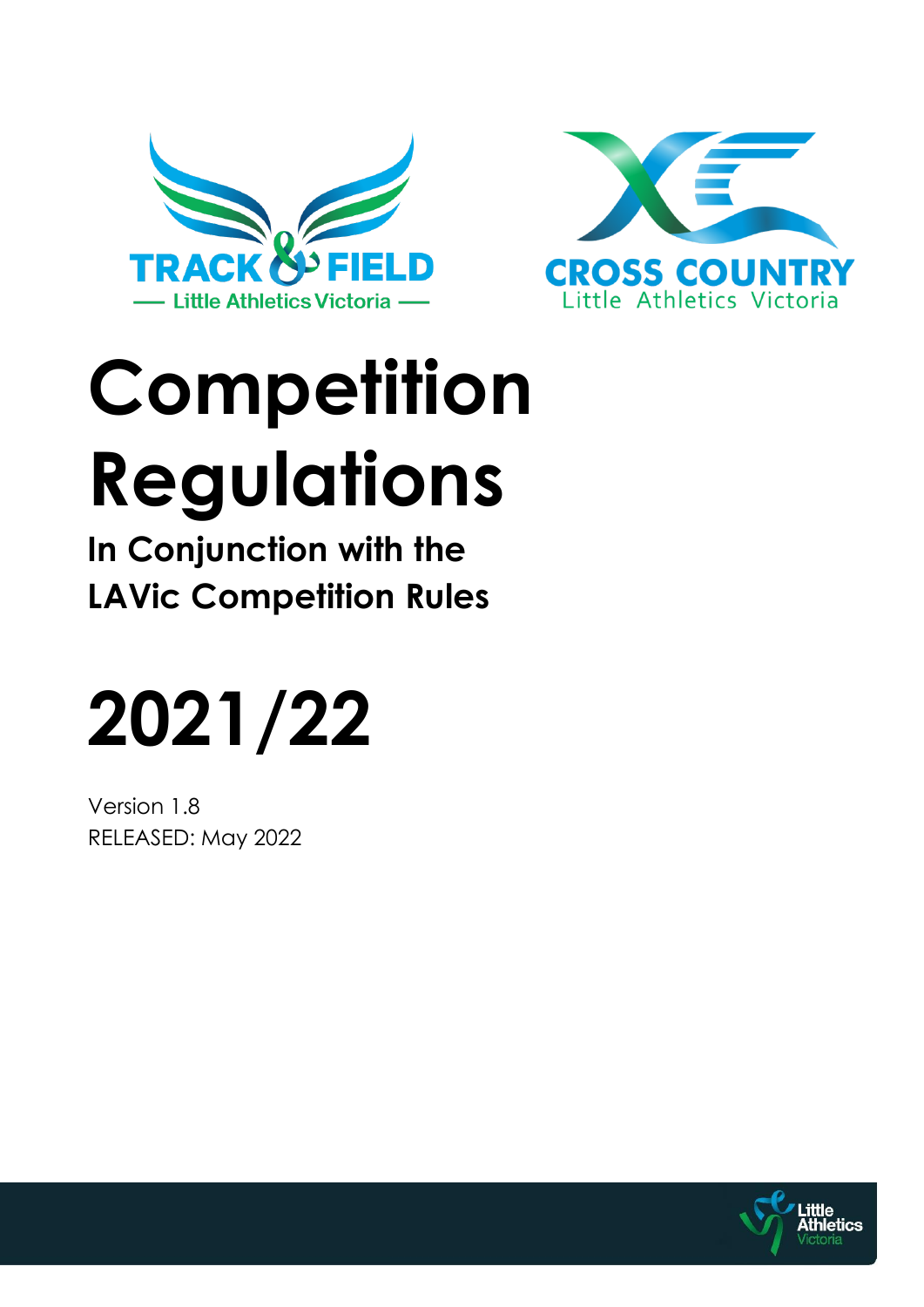TRACK & FIELD
Little Athletics Victoria

CROSS COUNTRY
Little Athletics Victoria

# Competition Regulations

## In Conjunction with the LAVic Competition Rules

# 2021/22

Version 1.8
RELEASED: May 2022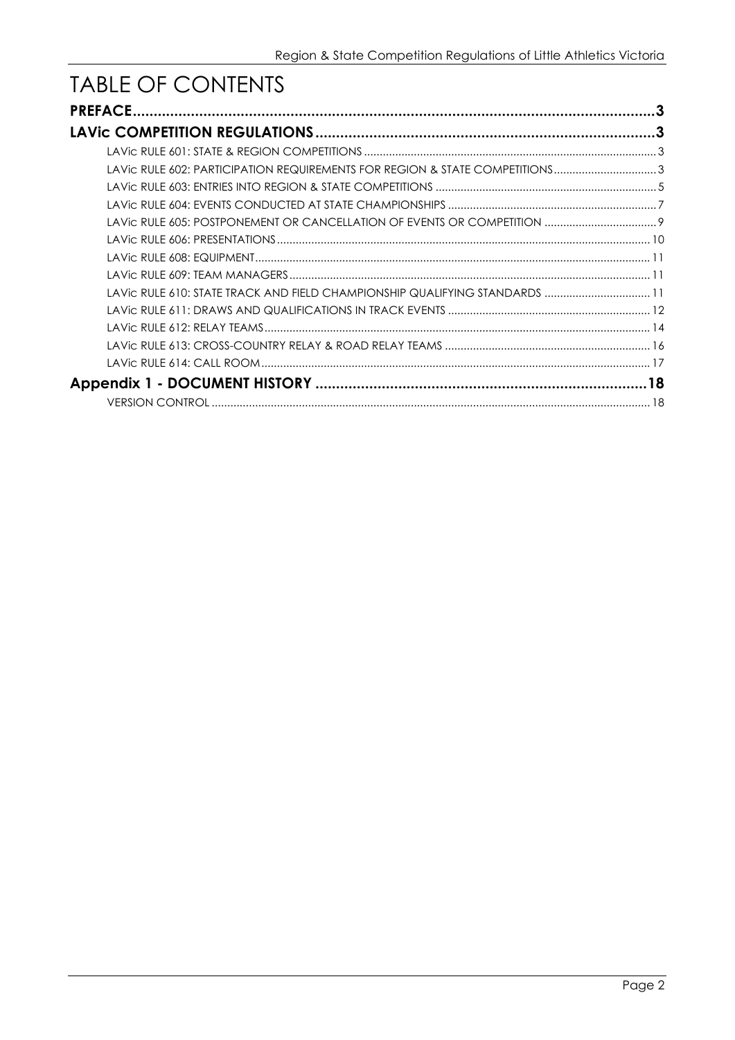# TABLE OF CONTENTS

**PREFACE** ........................................................ 3

**LAVic COMPETITION REGULATIONS** ........................................................ 3

- LAVic RULE 601: STATE & REGION COMPETITIONS ........................................................ 3
- LAVic RULE 602: PARTICIPATION REQUIREMENTS FOR REGION & STATE COMPETITIONS ........................................................ 3
- LAVic RULE 603: ENTRIES INTO REGION & STATE COMPETITIONS ........................................................ 5
- LAVic RULE 604: EVENTS CONDUCTED AT STATE CHAMPIONSHIPS ........................................................ 7
- LAVic RULE 605: POSTPONEMENT OR CANCELLATION OF EVENTS OR COMPETITION ........................................................ 9
- LAVic RULE 606: PRESENTATIONS ........................................................ 10
- LAVic RULE 608: EQUIPMENT ........................................................ 11
- LAVic RULE 609: TEAM MANAGERS ........................................................ 11
- LAVic RULE 610: STATE TRACK AND FIELD CHAMPIONSHIP QUALIFYING STANDARDS ........................................................ 11
- LAVic RULE 611: DRAWS AND QUALIFICATIONS IN TRACK EVENTS ........................................................ 12
- LAVic RULE 612: RELAY TEAMS ........................................................ 14
- LAVic RULE 613: CROSS-COUNTRY RELAY & ROAD RELAY TEAMS ........................................................ 16
- LAVic RULE 614: CALL ROOM ........................................................ 17

**Appendix 1 - DOCUMENT HISTORY** ........................................................ 18

- VERSION CONTROL ........................................................ 18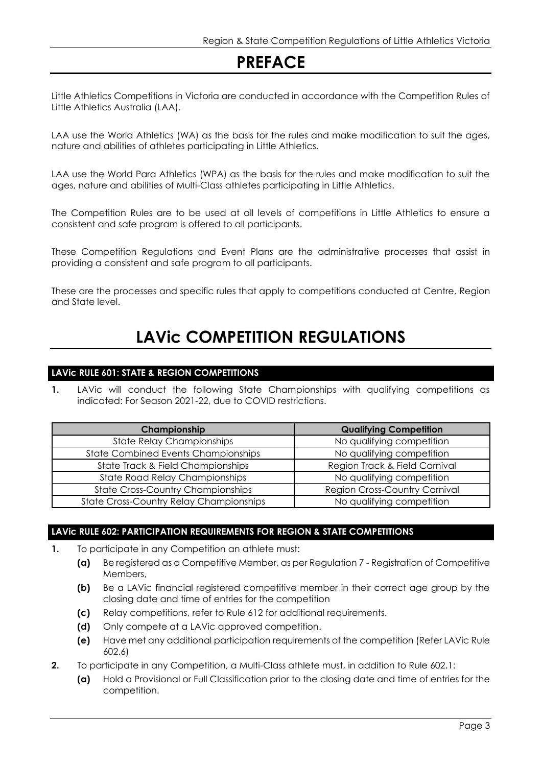# PREFACE

Little Athletics Competitions in Victoria are conducted in accordance with the Competition Rules of Little Athletics Australia (LAA).

LAA use the World Athletics (WA) as the basis for the rules and make modification to suit the ages, nature and abilities of athletes participating in Little Athletics.

LAA use the World Para Athletics (WPA) as the basis for the rules and make modification to suit the ages, nature and abilities of Multi-Class athletes participating in Little Athletics.

The Competition Rules are to be used at all levels of competitions in Little Athletics to ensure a consistent and safe program is offered to all participants.

These Competition Regulations and Event Plans are the administrative processes that assist in providing a consistent and safe program to all participants.

These are the processes and specific rules that apply to competitions conducted at Centre, Region and State level.

# LAVic COMPETITION REGULATIONS

### LAVic RULE 601: STATE & REGION COMPETITIONS

**1.** LAVic will conduct the following State Championships with qualifying competitions as indicated: For Season 2021-22, due to COVID restrictions.

| Championship | Qualifying Competition |
|---|---|
| State Relay Championships | No qualifying competition |
| State Combined Events Championships | No qualifying competition |
| State Track & Field Championships | Region Track & Field Carnival |
| State Road Relay Championships | No qualifying competition |
| State Cross-Country Championships | Region Cross-Country Carnival |
| State Cross-Country Relay Championships | No qualifying competition |

### LAVic RULE 602: PARTICIPATION REQUIREMENTS FOR REGION & STATE COMPETITIONS

**1.** To participate in any Competition an athlete must:

- **(a)** Be registered as a Competitive Member, as per Regulation 7 - Registration of Competitive Members,
- **(b)** Be a LAVic financial registered competitive member in their correct age group by the closing date and time of entries for the competition
- **(c)** Relay competitions, refer to Rule 612 for additional requirements.
- **(d)** Only compete at a LAVic approved competition.
- **(e)** Have met any additional participation requirements of the competition (Refer LAVic Rule 602.6)

**2.** To participate in any Competition, a Multi-Class athlete must, in addition to Rule 602.1:

- **(a)** Hold a Provisional or Full Classification prior to the closing date and time of entries for the competition.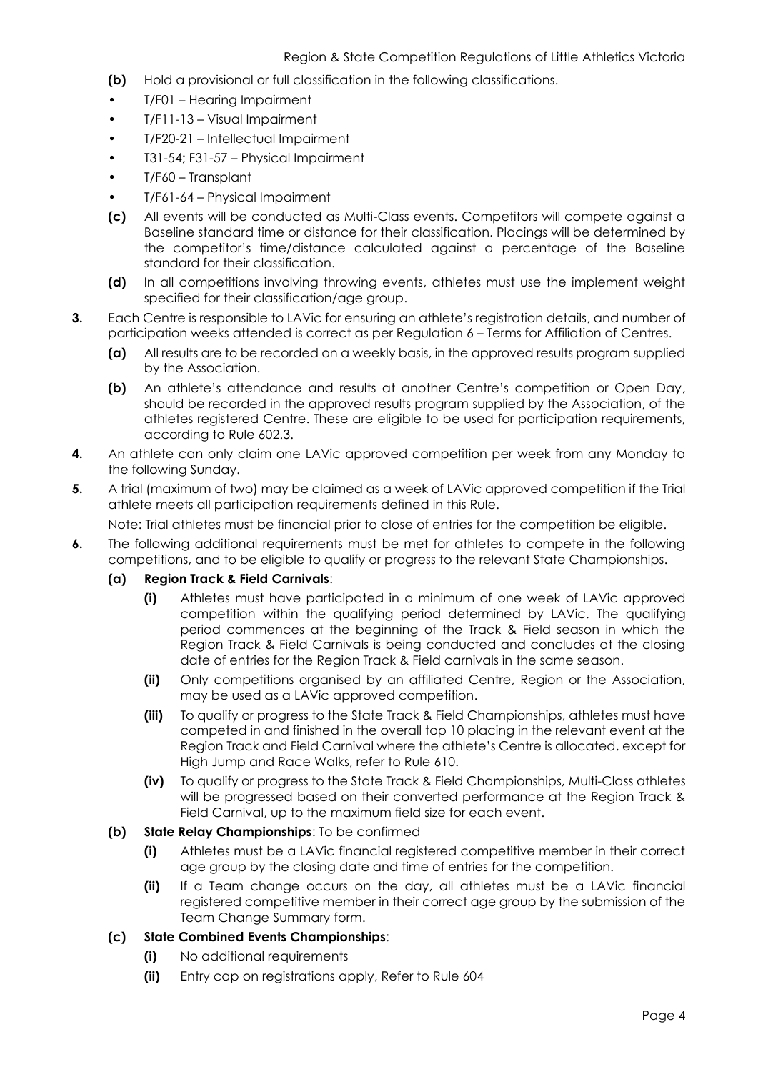- **(b)** Hold a provisional or full classification in the following classifications.
  - T/F01 – Hearing Impairment
  - T/F11-13 – Visual Impairment
  - T/F20-21 – Intellectual Impairment
  - T31-54; F31-57 – Physical Impairment
  - T/F60 – Transplant
  - T/F61-64 – Physical Impairment
- **(c)** All events will be conducted as Multi-Class events. Competitors will compete against a Baseline standard time or distance for their classification. Placings will be determined by the competitor's time/distance calculated against a percentage of the Baseline standard for their classification.
- **(d)** In all competitions involving throwing events, athletes must use the implement weight specified for their classification/age group.

**3.** Each Centre is responsible to LAVic for ensuring an athlete's registration details, and number of participation weeks attended is correct as per Regulation 6 – Terms for Affiliation of Centres.

- **(a)** All results are to be recorded on a weekly basis, in the approved results program supplied by the Association.
- **(b)** An athlete's attendance and results at another Centre's competition or Open Day, should be recorded in the approved results program supplied by the Association, of the athletes registered Centre. These are eligible to be used for participation requirements, according to Rule 602.3.

**4.** An athlete can only claim one LAVic approved competition per week from any Monday to the following Sunday.

**5.** A trial (maximum of two) may be claimed as a week of LAVic approved competition if the Trial athlete meets all participation requirements defined in this Rule.

Note: Trial athletes must be financial prior to close of entries for the competition be eligible.

**6.** The following additional requirements must be met for athletes to compete in the following competitions, and to be eligible to qualify or progress to the relevant State Championships.

- **(a)** **Region Track & Field Carnivals**:
  - **(i)** Athletes must have participated in a minimum of one week of LAVic approved competition within the qualifying period determined by LAVic. The qualifying period commences at the beginning of the Track & Field season in which the Region Track & Field Carnivals is being conducted and concludes at the closing date of entries for the Region Track & Field carnivals in the same season.
  - **(ii)** Only competitions organised by an affiliated Centre, Region or the Association, may be used as a LAVic approved competition.
  - **(iii)** To qualify or progress to the State Track & Field Championships, athletes must have competed in and finished in the overall top 10 placing in the relevant event at the Region Track and Field Carnival where the athlete's Centre is allocated, except for High Jump and Race Walks, refer to Rule 610.
  - **(iv)** To qualify or progress to the State Track & Field Championships, Multi-Class athletes will be progressed based on their converted performance at the Region Track & Field Carnival, up to the maximum field size for each event.
- **(b)** **State Relay Championships**: To be confirmed
  - **(i)** Athletes must be a LAVic financial registered competitive member in their correct age group by the closing date and time of entries for the competition.
  - **(ii)** If a Team change occurs on the day, all athletes must be a LAVic financial registered competitive member in their correct age group by the submission of the Team Change Summary form.
- **(c)** **State Combined Events Championships**:
  - **(i)** No additional requirements
  - **(ii)** Entry cap on registrations apply, Refer to Rule 604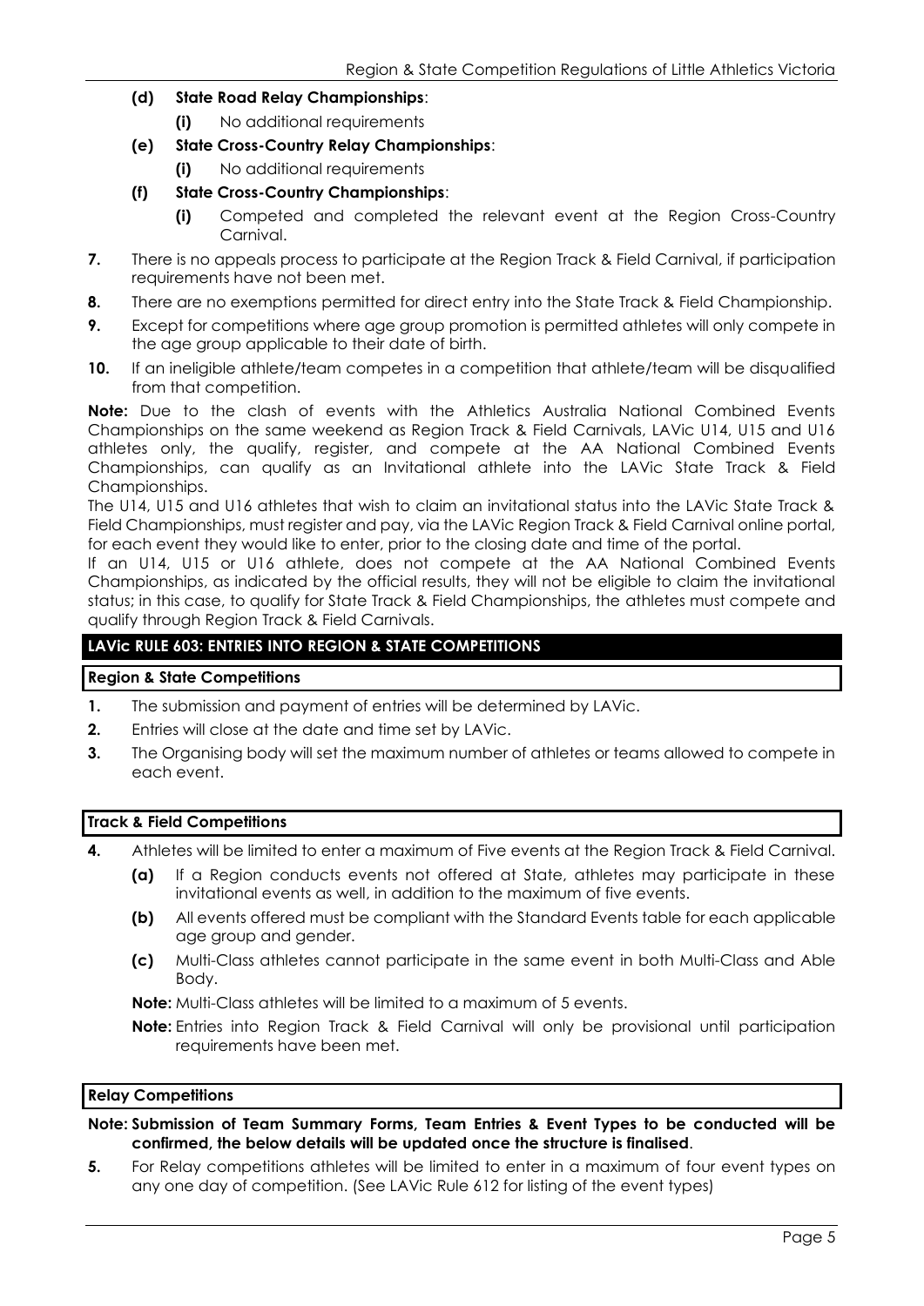**(d) State Road Relay Championships**:

**(i)** No additional requirements

**(e) State Cross-Country Relay Championships**:

**(i)** No additional requirements

**(f) State Cross-Country Championships**:

**(i)** Competed and completed the relevant event at the Region Cross-Country Carnival.

**7.** There is no appeals process to participate at the Region Track & Field Carnival, if participation requirements have not been met.

**8.** There are no exemptions permitted for direct entry into the State Track & Field Championship.

**9.** Except for competitions where age group promotion is permitted athletes will only compete in the age group applicable to their date of birth.

**10.** If an ineligible athlete/team competes in a competition that athlete/team will be disqualified from that competition.

**Note:** Due to the clash of events with the Athletics Australia National Combined Events Championships on the same weekend as Region Track & Field Carnivals, LAVic U14, U15 and U16 athletes only, the qualify, register, and compete at the AA National Combined Events Championships, can qualify as an Invitational athlete into the LAVic State Track & Field Championships.

The U14, U15 and U16 athletes that wish to claim an invitational status into the LAVic State Track & Field Championships, must register and pay, via the LAVic Region Track & Field Carnival online portal, for each event they would like to enter, prior to the closing date and time of the portal.

If an U14, U15 or U16 athlete, does not compete at the AA National Combined Events Championships, as indicated by the official results, they will not be eligible to claim the invitational status; in this case, to qualify for State Track & Field Championships, the athletes must compete and qualify through Region Track & Field Carnivals.

## LAVic RULE 603: ENTRIES INTO REGION & STATE COMPETITIONS

### Region & State Competitions

**1.** The submission and payment of entries will be determined by LAVic.

**2.** Entries will close at the date and time set by LAVic.

**3.** The Organising body will set the maximum number of athletes or teams allowed to compete in each event.

### Track & Field Competitions

**4.** Athletes will be limited to enter a maximum of Five events at the Region Track & Field Carnival.

**(a)** If a Region conducts events not offered at State, athletes may participate in these invitational events as well, in addition to the maximum of five events.

**(b)** All events offered must be compliant with the Standard Events table for each applicable age group and gender.

**(c)** Multi-Class athletes cannot participate in the same event in both Multi-Class and Able Body.

**Note:** Multi-Class athletes will be limited to a maximum of 5 events.

**Note:** Entries into Region Track & Field Carnival will only be provisional until participation requirements have been met.

### Relay Competitions

**Note: Submission of Team Summary Forms, Team Entries & Event Types to be conducted will be confirmed, the below details will be updated once the structure is finalised**.

**5.** For Relay competitions athletes will be limited to enter in a maximum of four event types on any one day of competition. (See LAVic Rule 612 for listing of the event types)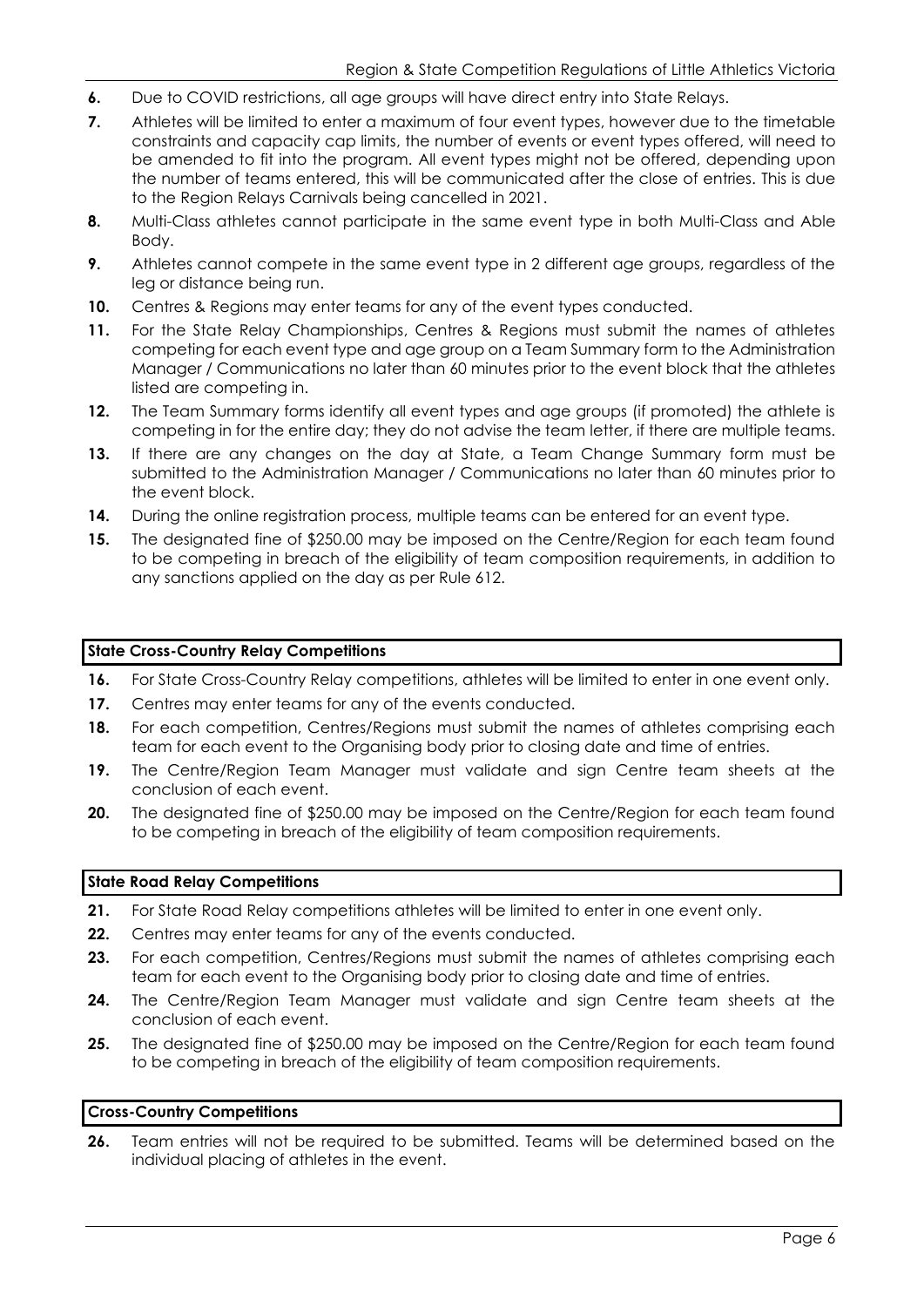6. Due to COVID restrictions, all age groups will have direct entry into State Relays.
7. Athletes will be limited to enter a maximum of four event types, however due to the timetable constraints and capacity cap limits, the number of events or event types offered, will need to be amended to fit into the program. All event types might not be offered, depending upon the number of teams entered, this will be communicated after the close of entries. This is due to the Region Relays Carnivals being cancelled in 2021.
8. Multi-Class athletes cannot participate in the same event type in both Multi-Class and Able Body.
9. Athletes cannot compete in the same event type in 2 different age groups, regardless of the leg or distance being run.
10. Centres & Regions may enter teams for any of the event types conducted.
11. For the State Relay Championships, Centres & Regions must submit the names of athletes competing for each event type and age group on a Team Summary form to the Administration Manager / Communications no later than 60 minutes prior to the event block that the athletes listed are competing in.
12. The Team Summary forms identify all event types and age groups (if promoted) the athlete is competing in for the entire day; they do not advise the team letter, if there are multiple teams.
13. If there are any changes on the day at State, a Team Change Summary form must be submitted to the Administration Manager / Communications no later than 60 minutes prior to the event block.
14. During the online registration process, multiple teams can be entered for an event type.
15. The designated fine of $250.00 may be imposed on the Centre/Region for each team found to be competing in breach of the eligibility of team composition requirements, in addition to any sanctions applied on the day as per Rule 612.

### State Cross-Country Relay Competitions

16. For State Cross-Country Relay competitions, athletes will be limited to enter in one event only.
17. Centres may enter teams for any of the events conducted.
18. For each competition, Centres/Regions must submit the names of athletes comprising each team for each event to the Organising body prior to closing date and time of entries.
19. The Centre/Region Team Manager must validate and sign Centre team sheets at the conclusion of each event.
20. The designated fine of $250.00 may be imposed on the Centre/Region for each team found to be competing in breach of the eligibility of team composition requirements.

### State Road Relay Competitions

21. For State Road Relay competitions athletes will be limited to enter in one event only.
22. Centres may enter teams for any of the events conducted.
23. For each competition, Centres/Regions must submit the names of athletes comprising each team for each event to the Organising body prior to closing date and time of entries.
24. The Centre/Region Team Manager must validate and sign Centre team sheets at the conclusion of each event.
25. The designated fine of $250.00 may be imposed on the Centre/Region for each team found to be competing in breach of the eligibility of team composition requirements.

### Cross-Country Competitions

26. Team entries will not be required to be submitted. Teams will be determined based on the individual placing of athletes in the event.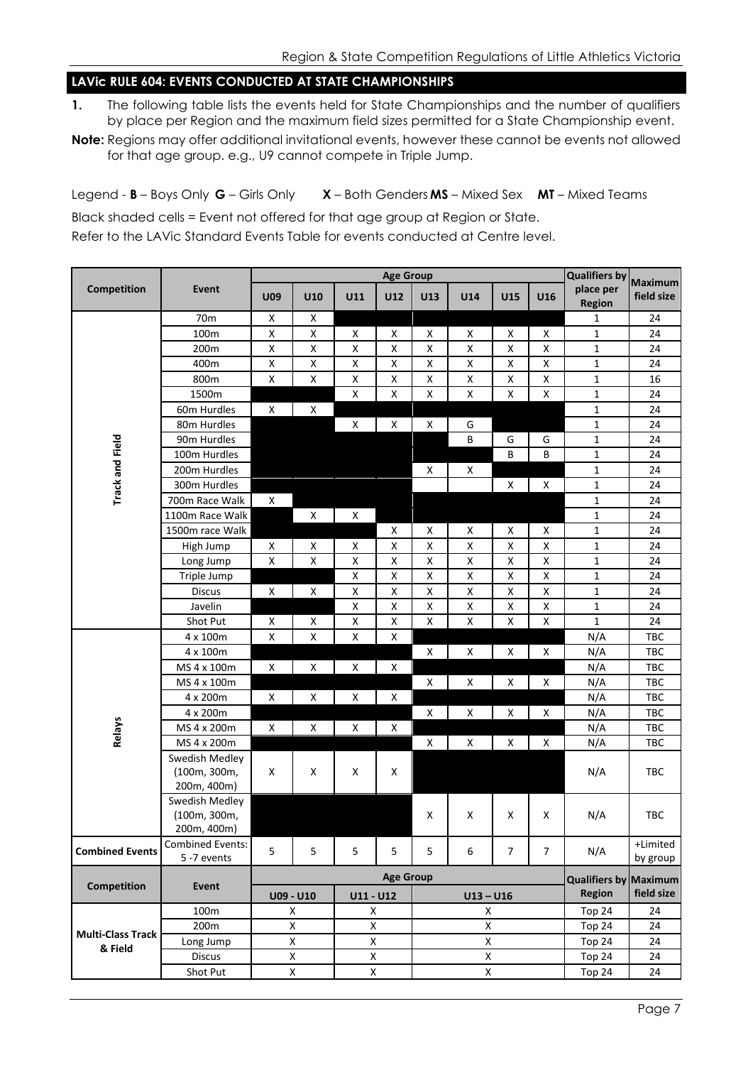## LAVic RULE 604: EVENTS CONDUCTED AT STATE CHAMPIONSHIPS

1. The following table lists the events held for State Championships and the number of qualifiers by place per Region and the maximum field sizes permitted for a State Championship event.

**Note:** Regions may offer additional invitational events, however these cannot be events not allowed for that age group. e.g., U9 cannot compete in Triple Jump.

Legend - **B** – Boys Only **G** – Girls Only **X** – Both Genders **MS** – Mixed Sex **MT** – Mixed Teams

Black shaded cells = Event not offered for that age group at Region or State.

Refer to the LAVic Standard Events Table for events conducted at Centre level.

| Competition | Event | Age Group | | | | | | | | Qualifiers by place per Region | Maximum field size |
|---|---|---|---|---|---|---|---|---|---|---|---|
| | | U09 | U10 | U11 | U12 | U13 | U14 | U15 | U16 | | |
| Track and Field | 70m | X | X | | | | | | | 1 | 24 |
| | 100m | X | X | X | X | X | X | X | X | 1 | 24 |
| | 200m | X | X | X | X | X | X | X | X | 1 | 24 |
| | 400m | X | X | X | X | X | X | X | X | 1 | 24 |
| | 800m | X | X | X | X | X | X | X | X | 1 | 16 |
| | 1500m | | | X | X | X | X | X | X | 1 | 24 |
| | 60m Hurdles | X | X | | | | | | | 1 | 24 |
| | 80m Hurdles | | | X | X | X | G | | | 1 | 24 |
| | 90m Hurdles | | | | | | B | G | G | 1 | 24 |
| | 100m Hurdles | | | | | | | B | B | 1 | 24 |
| | 200m Hurdles | | | | | X | X | | | 1 | 24 |
| | 300m Hurdles | | | | | | | X | X | 1 | 24 |
| | 700m Race Walk | X | | | | | | | | 1 | 24 |
| | 1100m Race Walk | | X | X | | | | | | 1 | 24 |
| | 1500m race Walk | | | | X | X | X | X | X | 1 | 24 |
| | High Jump | X | X | X | X | X | X | X | X | 1 | 24 |
| | Long Jump | X | X | X | X | X | X | X | X | 1 | 24 |
| | Triple Jump | | | X | X | X | X | X | X | 1 | 24 |
| | Discus | X | X | X | X | X | X | X | X | 1 | 24 |
| | Javelin | | | X | X | X | X | X | X | 1 | 24 |
| | Shot Put | X | X | X | X | X | X | X | X | 1 | 24 |
| Relays | 4 x 100m | X | X | X | X | | | | | N/A | TBC |
| | 4 x 100m | | | | | X | X | X | X | N/A | TBC |
| | MS 4 x 100m | X | X | X | X | | | | | N/A | TBC |
| | MS 4 x 100m | | | | | X | X | X | X | N/A | TBC |
| | 4 x 200m | X | X | X | X | | | | | N/A | TBC |
| | 4 x 200m | | | | | X | X | X | X | N/A | TBC |
| | MS 4 x 200m | X | X | X | X | | | | | N/A | TBC |
| | MS 4 x 200m | | | | | X | X | X | X | N/A | TBC |
| | Swedish Medley (100m, 300m, 200m, 400m) | X | X | X | X | | | | | N/A | TBC |
| | Swedish Medley (100m, 300m, 200m, 400m) | | | | | X | X | X | X | N/A | TBC |
| Combined Events | Combined Events: 5 -7 events | 5 | 5 | 5 | 5 | 5 | 6 | 7 | 7 | N/A | +Limited by group |

| Competition | Event | Age Group | | | Qualifiers by Region | Maximum field size |
|---|---|---|---|---|---|---|
| | | U09 - U10 | U11 - U12 | U13 – U16 | | |
| Multi-Class Track & Field | 100m | X | X | X | Top 24 | 24 |
| | 200m | X | X | X | Top 24 | 24 |
| | Long Jump | X | X | X | Top 24 | 24 |
| | Discus | X | X | X | Top 24 | 24 |
| | Shot Put | X | X | X | Top 24 | 24 |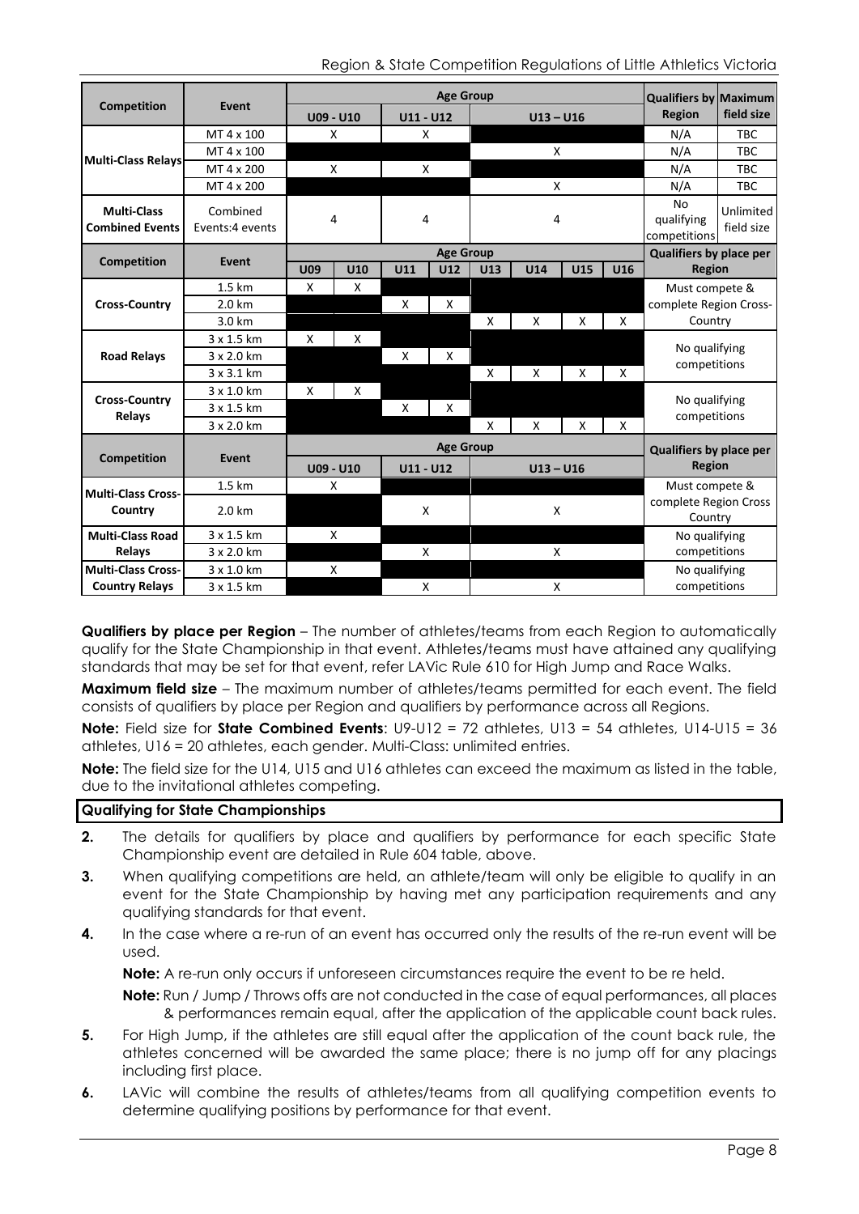| Competition | Event | Age Group | | | Qualifiers by Region | Maximum field size |
|---|---|---|---|---|---|---|
| | | U09 - U10 | U11 - U12 | U13 – U16 | | |
| Multi-Class Relays | MT 4 x 100 | X | X | | N/A | TBC |
| | MT 4 x 100 | | | X | N/A | TBC |
| | MT 4 x 200 | X | X | | N/A | TBC |
| | MT 4 x 200 | | | X | N/A | TBC |
| Multi-Class Combined Events | Combined Events:4 events | 4 | 4 | 4 | No qualifying competitions | Unlimited field size |

| Competition | Event | Age Group | | | | | | | | Qualifiers by place per Region |
|---|---|---|---|---|---|---|---|---|---|---|
| | | U09 | U10 | U11 | U12 | U13 | U14 | U15 | U16 | |
| Cross-Country | 1.5 km | X | X | | | | | | | Must compete & complete Region Cross-Country |
| | 2.0 km | | | X | X | | | | | |
| | 3.0 km | | | | | X | X | X | X | |
| Road Relays | 3 x 1.5 km | X | X | | | | | | | No qualifying competitions |
| | 3 x 2.0 km | | | X | X | | | | | |
| | 3 x 3.1 km | | | | | X | X | X | X | |
| Cross-Country Relays | 3 x 1.0 km | X | X | | | | | | | No qualifying competitions |
| | 3 x 1.5 km | | | X | X | | | | | |
| | 3 x 2.0 km | | | | | X | X | X | X | |

| Competition | Event | Age Group | | | Qualifiers by place per Region |
|---|---|---|---|---|---|
| | | U09 - U10 | U11 - U12 | U13 – U16 | |
| Multi-Class Cross-Country | 1.5 km | X | | | Must compete & complete Region Cross Country |
| | 2.0 km | | X | X | |
| Multi-Class Road Relays | 3 x 1.5 km | X | | | No qualifying competitions |
| | 3 x 2.0 km | | X | X | |
| Multi-Class Cross-Country Relays | 3 x 1.0 km | X | | | No qualifying competitions |
| | 3 x 1.5 km | | X | X | |

**Qualifiers by place per Region** – The number of athletes/teams from each Region to automatically qualify for the State Championship in that event. Athletes/teams must have attained any qualifying standards that may be set for that event, refer LAVic Rule 610 for High Jump and Race Walks.

**Maximum field size** – The maximum number of athletes/teams permitted for each event. The field consists of qualifiers by place per Region and qualifiers by performance across all Regions.

**Note:** Field size for **State Combined Events**: U9-U12 = 72 athletes, U13 = 54 athletes, U14-U15 = 36 athletes, U16 = 20 athletes, each gender. Multi-Class: unlimited entries.

**Note:** The field size for the U14, U15 and U16 athletes can exceed the maximum as listed in the table, due to the invitational athletes competing.

**Qualifying for State Championships**

**2.** The details for qualifiers by place and qualifiers by performance for each specific State Championship event are detailed in Rule 604 table, above.

**3.** When qualifying competitions are held, an athlete/team will only be eligible to qualify in an event for the State Championship by having met any participation requirements and any qualifying standards for that event.

**4.** In the case where a re-run of an event has occurred only the results of the re-run event will be used.

**Note:** A re-run only occurs if unforeseen circumstances require the event to be re held.

**Note:** Run / Jump / Throws offs are not conducted in the case of equal performances, all places & performances remain equal, after the application of the applicable count back rules.

**5.** For High Jump, if the athletes are still equal after the application of the count back rule, the athletes concerned will be awarded the same place; there is no jump off for any placings including first place.

**6.** LAVic will combine the results of athletes/teams from all qualifying competition events to determine qualifying positions by performance for that event.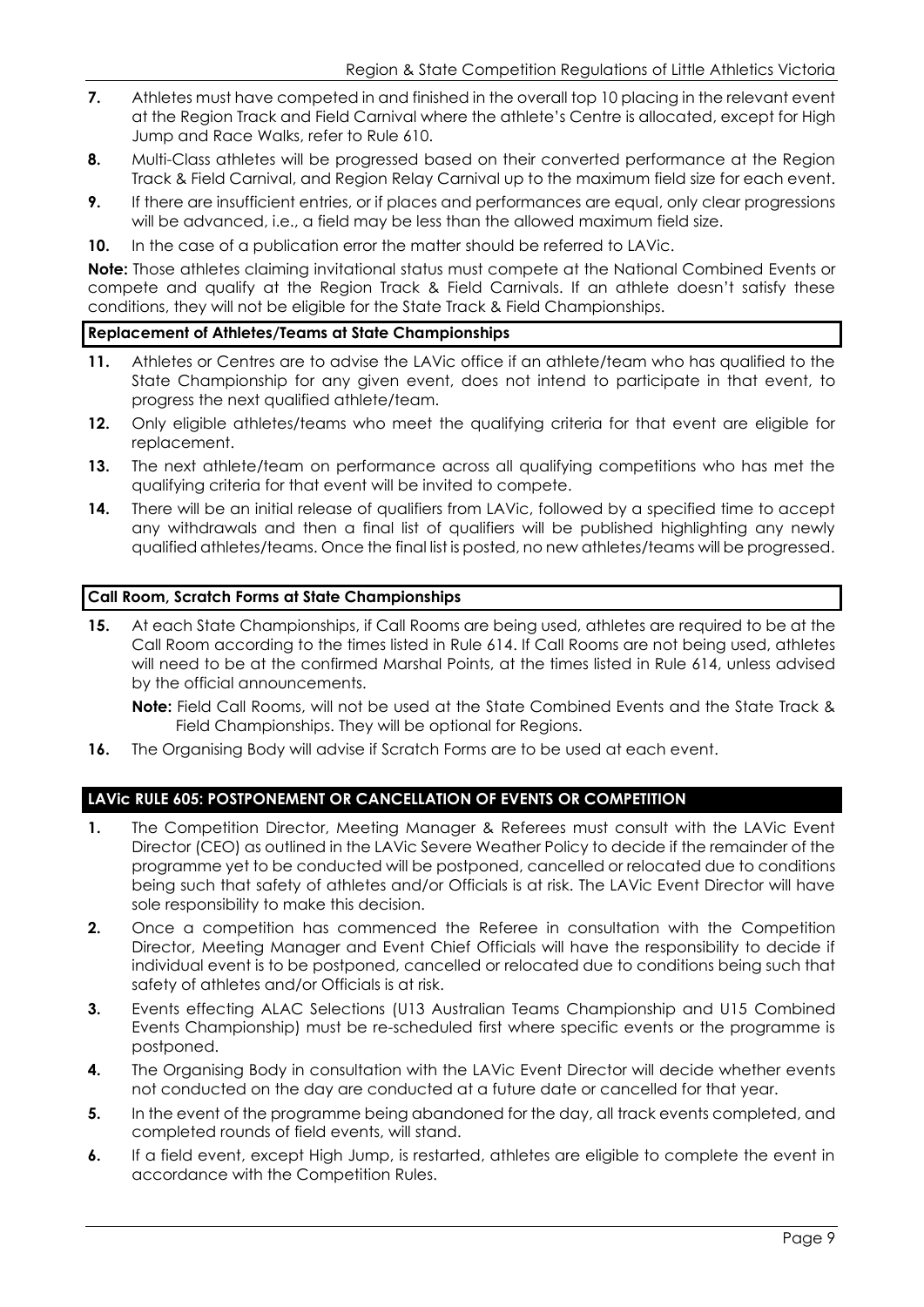7. Athletes must have competed in and finished in the overall top 10 placing in the relevant event at the Region Track and Field Carnival where the athlete's Centre is allocated, except for High Jump and Race Walks, refer to Rule 610.
8. Multi-Class athletes will be progressed based on their converted performance at the Region Track & Field Carnival, and Region Relay Carnival up to the maximum field size for each event.
9. If there are insufficient entries, or if places and performances are equal, only clear progressions will be advanced, i.e., a field may be less than the allowed maximum field size.
10. In the case of a publication error the matter should be referred to LAVic.

**Note:** Those athletes claiming invitational status must compete at the National Combined Events or compete and qualify at the Region Track & Field Carnivals. If an athlete doesn't satisfy these conditions, they will not be eligible for the State Track & Field Championships.

**Replacement of Athletes/Teams at State Championships**

11. Athletes or Centres are to advise the LAVic office if an athlete/team who has qualified to the State Championship for any given event, does not intend to participate in that event, to progress the next qualified athlete/team.
12. Only eligible athletes/teams who meet the qualifying criteria for that event are eligible for replacement.
13. The next athlete/team on performance across all qualifying competitions who has met the qualifying criteria for that event will be invited to compete.
14. There will be an initial release of qualifiers from LAVic, followed by a specified time to accept any withdrawals and then a final list of qualifiers will be published highlighting any newly qualified athletes/teams. Once the final list is posted, no new athletes/teams will be progressed.

**Call Room, Scratch Forms at State Championships**

15. At each State Championships, if Call Rooms are being used, athletes are required to be at the Call Room according to the times listed in Rule 614. If Call Rooms are not being used, athletes will need to be at the confirmed Marshal Points, at the times listed in Rule 614, unless advised by the official announcements.

    **Note:** Field Call Rooms, will not be used at the State Combined Events and the State Track & Field Championships. They will be optional for Regions.

16. The Organising Body will advise if Scratch Forms are to be used at each event.

## LAVic RULE 605: POSTPONEMENT OR CANCELLATION OF EVENTS OR COMPETITION

1. The Competition Director, Meeting Manager & Referees must consult with the LAVic Event Director (CEO) as outlined in the LAVic Severe Weather Policy to decide if the remainder of the programme yet to be conducted will be postponed, cancelled or relocated due to conditions being such that safety of athletes and/or Officials is at risk. The LAVic Event Director will have sole responsibility to make this decision.
2. Once a competition has commenced the Referee in consultation with the Competition Director, Meeting Manager and Event Chief Officials will have the responsibility to decide if individual event is to be postponed, cancelled or relocated due to conditions being such that safety of athletes and/or Officials is at risk.
3. Events effecting ALAC Selections (U13 Australian Teams Championship and U15 Combined Events Championship) must be re-scheduled first where specific events or the programme is postponed.
4. The Organising Body in consultation with the LAVic Event Director will decide whether events not conducted on the day are conducted at a future date or cancelled for that year.
5. In the event of the programme being abandoned for the day, all track events completed, and completed rounds of field events, will stand.
6. If a field event, except High Jump, is restarted, athletes are eligible to complete the event in accordance with the Competition Rules.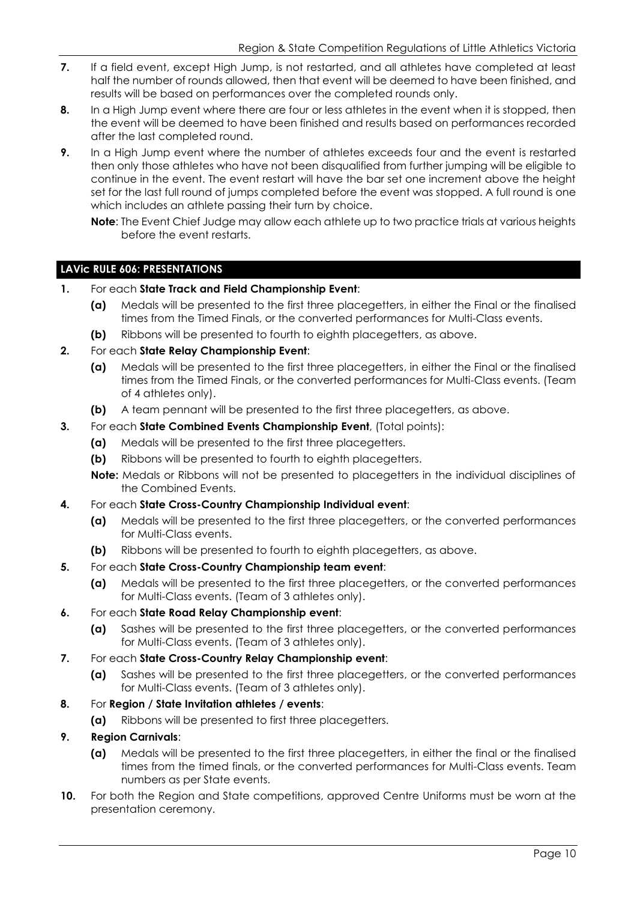**7.** If a field event, except High Jump, is not restarted, and all athletes have completed at least half the number of rounds allowed, then that event will be deemed to have been finished, and results will be based on performances over the completed rounds only.

**8.** In a High Jump event where there are four or less athletes in the event when it is stopped, then the event will be deemed to have been finished and results based on performances recorded after the last completed round.

**9.** In a High Jump event where the number of athletes exceeds four and the event is restarted then only those athletes who have not been disqualified from further jumping will be eligible to continue in the event. The event restart will have the bar set one increment above the height set for the last full round of jumps completed before the event was stopped. A full round is one which includes an athlete passing their turn by choice.

**Note**: The Event Chief Judge may allow each athlete up to two practice trials at various heights before the event restarts.

## LAVic RULE 606: PRESENTATIONS

**1.** For each **State Track and Field Championship Event**:

- **(a)** Medals will be presented to the first three placegetters, in either the Final or the finalised times from the Timed Finals, or the converted performances for Multi-Class events.
- **(b)** Ribbons will be presented to fourth to eighth placegetters, as above.

**2.** For each **State Relay Championship Event**:

- **(a)** Medals will be presented to the first three placegetters, in either the Final or the finalised times from the Timed Finals, or the converted performances for Multi-Class events. (Team of 4 athletes only).
- **(b)** A team pennant will be presented to the first three placegetters, as above.

**3.** For each **State Combined Events Championship Event**, (Total points):

- **(a)** Medals will be presented to the first three placegetters.
- **(b)** Ribbons will be presented to fourth to eighth placegetters.

**Note:** Medals or Ribbons will not be presented to placegetters in the individual disciplines of the Combined Events.

**4.** For each **State Cross-Country Championship Individual event**:

- **(a)** Medals will be presented to the first three placegetters, or the converted performances for Multi-Class events.
- **(b)** Ribbons will be presented to fourth to eighth placegetters, as above.

**5.** For each **State Cross-Country Championship team event**:

- **(a)** Medals will be presented to the first three placegetters, or the converted performances for Multi-Class events. (Team of 3 athletes only).

**6.** For each **State Road Relay Championship event**:

- **(a)** Sashes will be presented to the first three placegetters, or the converted performances for Multi-Class events. (Team of 3 athletes only).

**7.** For each **State Cross-Country Relay Championship event**:

- **(a)** Sashes will be presented to the first three placegetters, or the converted performances for Multi-Class events. (Team of 3 athletes only).

**8.** For **Region / State Invitation athletes / events**:

- **(a)** Ribbons will be presented to first three placegetters.

**9.** **Region Carnivals**:

- **(a)** Medals will be presented to the first three placegetters, in either the final or the finalised times from the timed finals, or the converted performances for Multi-Class events. Team numbers as per State events.

**10.** For both the Region and State competitions, approved Centre Uniforms must be worn at the presentation ceremony.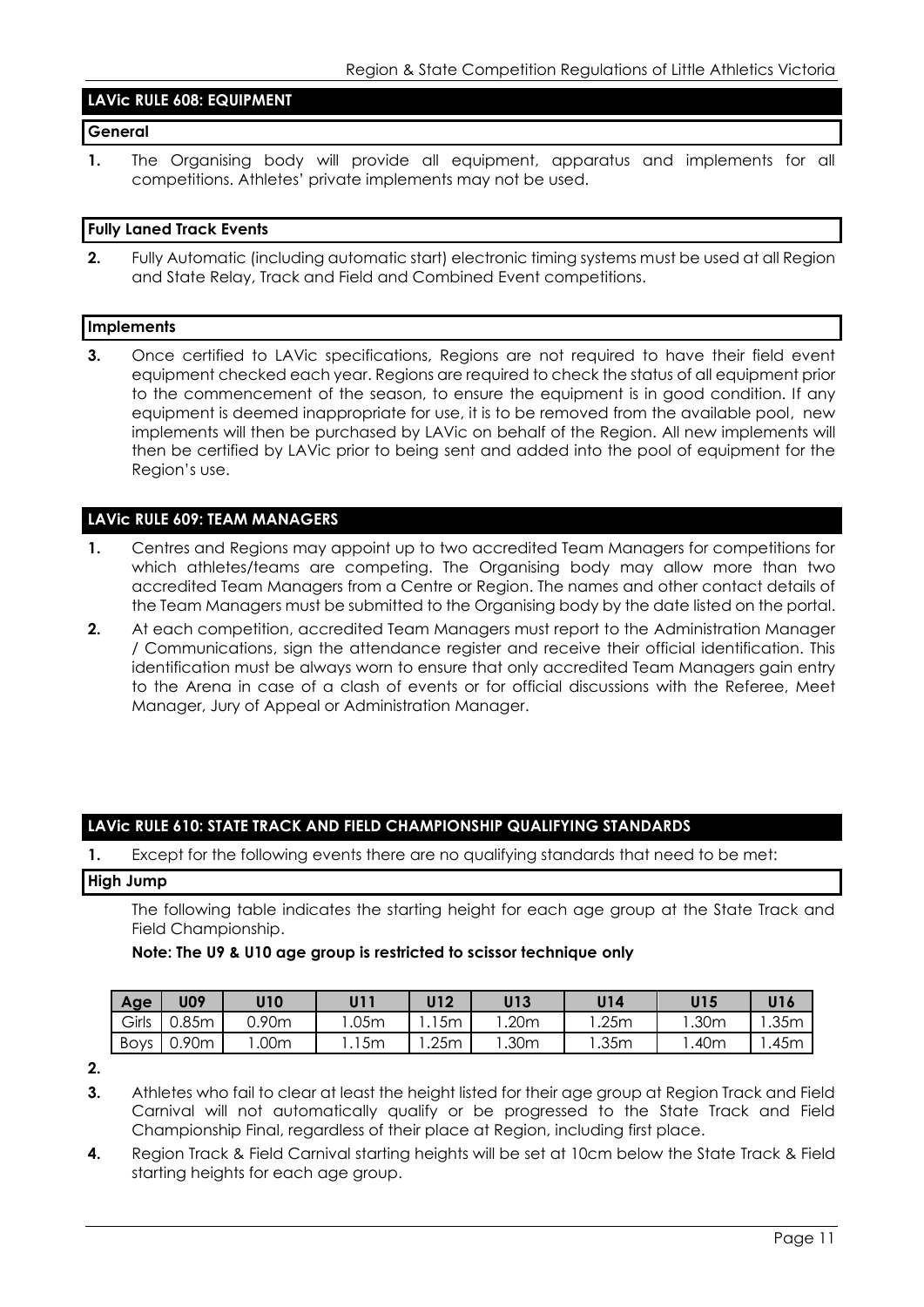## LAVic RULE 608: EQUIPMENT

### General

1. The Organising body will provide all equipment, apparatus and implements for all competitions. Athletes' private implements may not be used.

### Fully Laned Track Events

2. Fully Automatic (including automatic start) electronic timing systems must be used at all Region and State Relay, Track and Field and Combined Event competitions.

### Implements

3. Once certified to LAVic specifications, Regions are not required to have their field event equipment checked each year. Regions are required to check the status of all equipment prior to the commencement of the season, to ensure the equipment is in good condition. If any equipment is deemed inappropriate for use, it is to be removed from the available pool, new implements will then be purchased by LAVic on behalf of the Region. All new implements will then be certified by LAVic prior to being sent and added into the pool of equipment for the Region's use.

## LAVic RULE 609: TEAM MANAGERS

1. Centres and Regions may appoint up to two accredited Team Managers for competitions for which athletes/teams are competing. The Organising body may allow more than two accredited Team Managers from a Centre or Region. The names and other contact details of the Team Managers must be submitted to the Organising body by the date listed on the portal.
2. At each competition, accredited Team Managers must report to the Administration Manager / Communications, sign the attendance register and receive their official identification. This identification must be always worn to ensure that only accredited Team Managers gain entry to the Arena in case of a clash of events or for official discussions with the Referee, Meet Manager, Jury of Appeal or Administration Manager.

## LAVic RULE 610: STATE TRACK AND FIELD CHAMPIONSHIP QUALIFYING STANDARDS

1. Except for the following events there are no qualifying standards that need to be met:

### High Jump

The following table indicates the starting height for each age group at the State Track and Field Championship.

**Note: The U9 & U10 age group is restricted to scissor technique only**

| Age | U09 | U10 | U11 | U12 | U13 | U14 | U15 | U16 |
|---|---|---|---|---|---|---|---|---|
| Girls | 0.85m | 0.90m | 1.05m | 1.15m | 1.20m | 1.25m | 1.30m | 1.35m |
| Boys | 0.90m | 1.00m | 1.15m | 1.25m | 1.30m | 1.35m | 1.40m | 1.45m |

2.

3. Athletes who fail to clear at least the height listed for their age group at Region Track and Field Carnival will not automatically qualify or be progressed to the State Track and Field Championship Final, regardless of their place at Region, including first place.
4. Region Track & Field Carnival starting heights will be set at 10cm below the State Track & Field starting heights for each age group.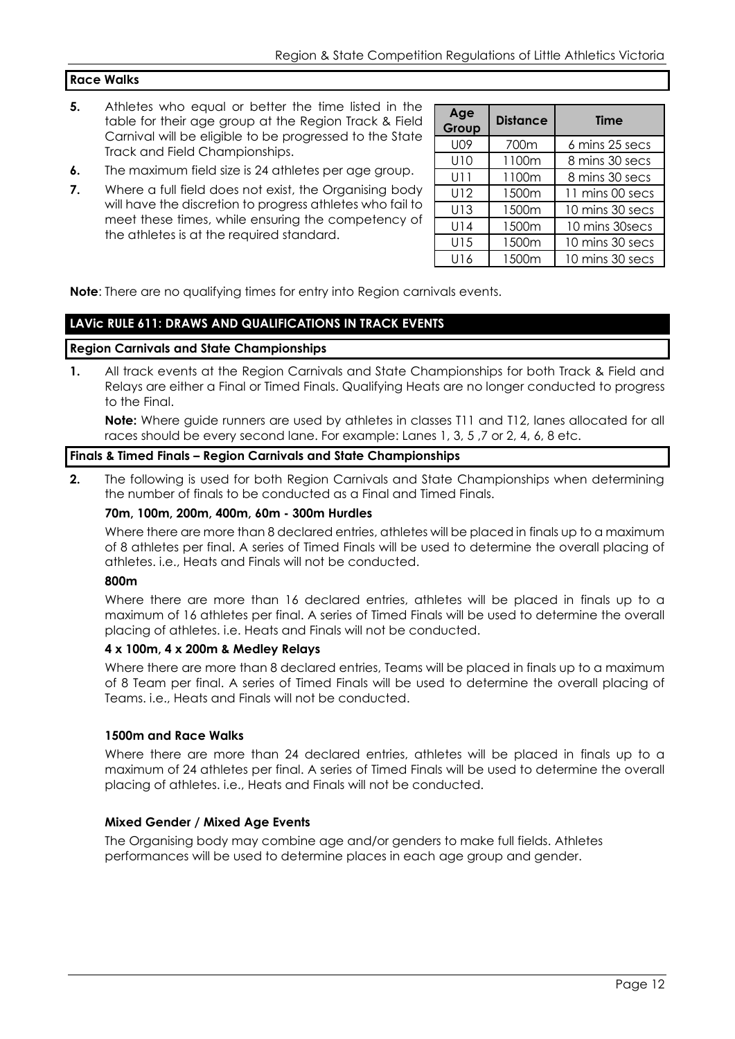### Race Walks

5. Athletes who equal or better the time listed in the table for their age group at the Region Track & Field Carnival will be eligible to be progressed to the State Track and Field Championships.
6. The maximum field size is 24 athletes per age group.
7. Where a full field does not exist, the Organising body will have the discretion to progress athletes who fail to meet these times, while ensuring the competency of the athletes is at the required standard.

| Age Group | Distance | Time |
|---|---|---|
| U09 | 700m | 6 mins 25 secs |
| U10 | 1100m | 8 mins 30 secs |
| U11 | 1100m | 8 mins 30 secs |
| U12 | 1500m | 11 mins 00 secs |
| U13 | 1500m | 10 mins 30 secs |
| U14 | 1500m | 10 mins 30secs |
| U15 | 1500m | 10 mins 30 secs |
| U16 | 1500m | 10 mins 30 secs |

**Note**: There are no qualifying times for entry into Region carnivals events.

## LAVic RULE 611: DRAWS AND QUALIFICATIONS IN TRACK EVENTS

### Region Carnivals and State Championships

1. All track events at the Region Carnivals and State Championships for both Track & Field and Relays are either a Final or Timed Finals. Qualifying Heats are no longer conducted to progress to the Final.

   **Note:** Where guide runners are used by athletes in classes T11 and T12, lanes allocated for all races should be every second lane. For example: Lanes 1, 3, 5 ,7 or 2, 4, 6, 8 etc.

### Finals & Timed Finals – Region Carnivals and State Championships

2. The following is used for both Region Carnivals and State Championships when determining the number of finals to be conducted as a Final and Timed Finals.

   **70m, 100m, 200m, 400m, 60m - 300m Hurdles**

   Where there are more than 8 declared entries, athletes will be placed in finals up to a maximum of 8 athletes per final. A series of Timed Finals will be used to determine the overall placing of athletes. i.e., Heats and Finals will not be conducted.

   **800m**

   Where there are more than 16 declared entries, athletes will be placed in finals up to a maximum of 16 athletes per final. A series of Timed Finals will be used to determine the overall placing of athletes. i.e. Heats and Finals will not be conducted.

   **4 x 100m, 4 x 200m & Medley Relays**

   Where there are more than 8 declared entries, Teams will be placed in finals up to a maximum of 8 Team per final. A series of Timed Finals will be used to determine the overall placing of Teams. i.e., Heats and Finals will not be conducted.

   **1500m and Race Walks**

   Where there are more than 24 declared entries, athletes will be placed in finals up to a maximum of 24 athletes per final. A series of Timed Finals will be used to determine the overall placing of athletes. i.e., Heats and Finals will not be conducted.

   **Mixed Gender / Mixed Age Events**

   The Organising body may combine age and/or genders to make full fields. Athletes performances will be used to determine places in each age group and gender.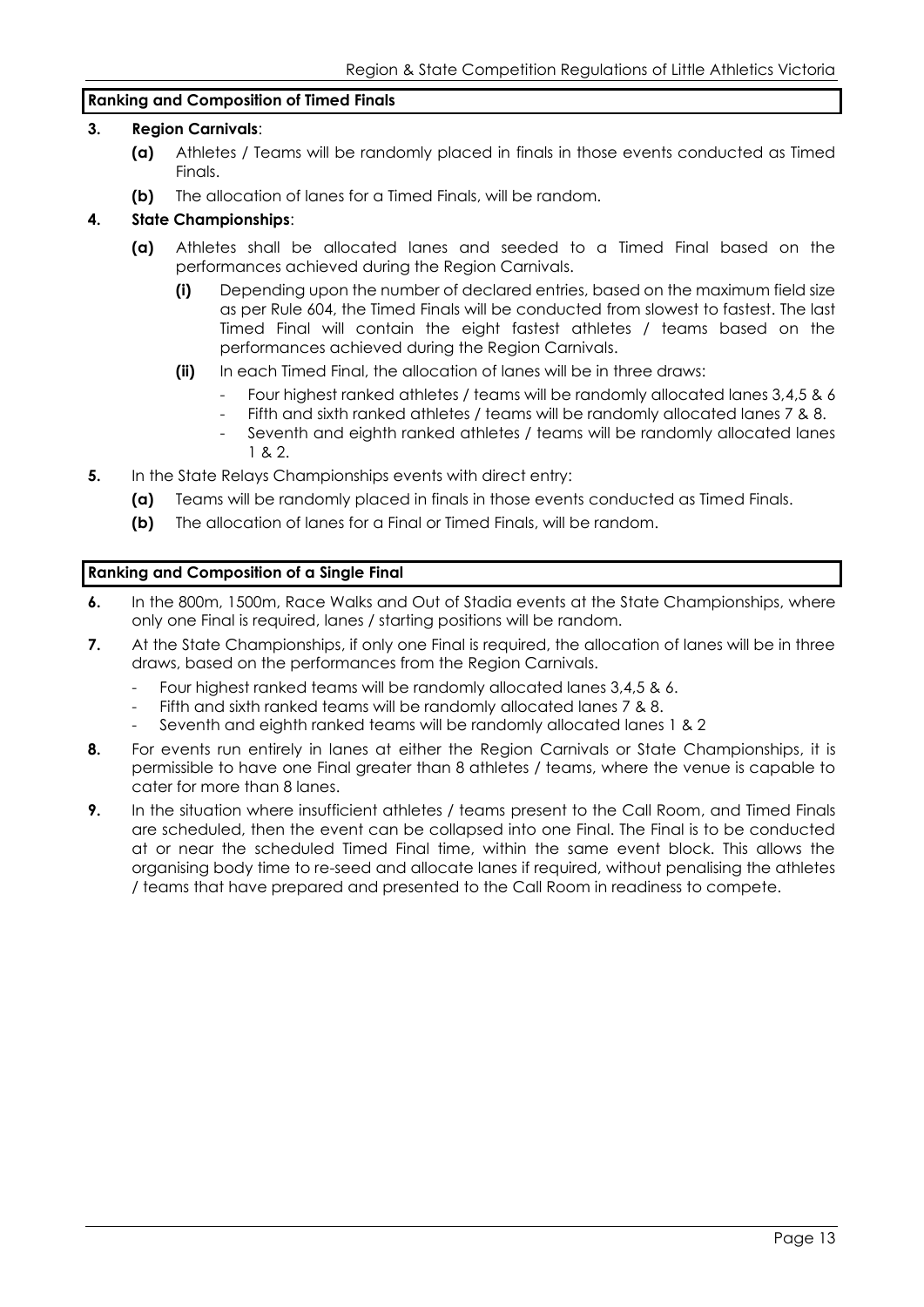**Ranking and Composition of Timed Finals**

**3. Region Carnivals**:

- **(a)** Athletes / Teams will be randomly placed in finals in those events conducted as Timed Finals.
- **(b)** The allocation of lanes for a Timed Finals, will be random.

**4. State Championships**:

- **(a)** Athletes shall be allocated lanes and seeded to a Timed Final based on the performances achieved during the Region Carnivals.
  - **(i)** Depending upon the number of declared entries, based on the maximum field size as per Rule 604, the Timed Finals will be conducted from slowest to fastest. The last Timed Final will contain the eight fastest athletes / teams based on the performances achieved during the Region Carnivals.
  - **(ii)** In each Timed Final, the allocation of lanes will be in three draws:
    - Four highest ranked athletes / teams will be randomly allocated lanes 3,4,5 & 6
    - Fifth and sixth ranked athletes / teams will be randomly allocated lanes 7 & 8.
    - Seventh and eighth ranked athletes / teams will be randomly allocated lanes 1 & 2.

**5.** In the State Relays Championships events with direct entry:

- **(a)** Teams will be randomly placed in finals in those events conducted as Timed Finals.
- **(b)** The allocation of lanes for a Final or Timed Finals, will be random.

**Ranking and Composition of a Single Final**

**6.** In the 800m, 1500m, Race Walks and Out of Stadia events at the State Championships, where only one Final is required, lanes / starting positions will be random.

**7.** At the State Championships, if only one Final is required, the allocation of lanes will be in three draws, based on the performances from the Region Carnivals.

- Four highest ranked teams will be randomly allocated lanes 3,4,5 & 6.
- Fifth and sixth ranked teams will be randomly allocated lanes 7 & 8.
- Seventh and eighth ranked teams will be randomly allocated lanes 1 & 2

**8.** For events run entirely in lanes at either the Region Carnivals or State Championships, it is permissible to have one Final greater than 8 athletes / teams, where the venue is capable to cater for more than 8 lanes.

**9.** In the situation where insufficient athletes / teams present to the Call Room, and Timed Finals are scheduled, then the event can be collapsed into one Final. The Final is to be conducted at or near the scheduled Timed Final time, within the same event block. This allows the organising body time to re-seed and allocate lanes if required, without penalising the athletes / teams that have prepared and presented to the Call Room in readiness to compete.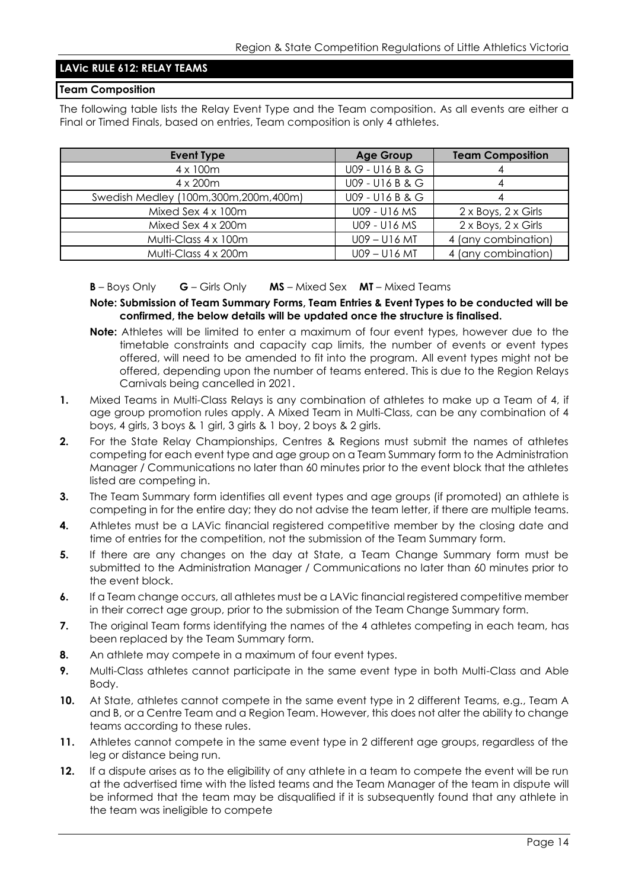## LAVic RULE 612: RELAY TEAMS

### Team Composition

The following table lists the Relay Event Type and the Team composition. As all events are either a Final or Timed Finals, based on entries, Team composition is only 4 athletes.

| Event Type | Age Group | Team Composition |
|---|---|---|
| 4 x 100m | U09 - U16 B & G | 4 |
| 4 x 200m | U09 - U16 B & G | 4 |
| Swedish Medley (100m,300m,200m,400m) | U09 - U16 B & G | 4 |
| Mixed Sex 4 x 100m | U09 - U16 MS | 2 x Boys, 2 x Girls |
| Mixed Sex 4 x 200m | U09 - U16 MS | 2 x Boys, 2 x Girls |
| Multi-Class 4 x 100m | U09 – U16 MT | 4 (any combination) |
| Multi-Class 4 x 200m | U09 – U16 MT | 4 (any combination) |

**B** – Boys Only **G** – Girls Only **MS** – Mixed Sex **MT** – Mixed Teams

**Note: Submission of Team Summary Forms, Team Entries & Event Types to be conducted will be confirmed, the below details will be updated once the structure is finalised.**

**Note:** Athletes will be limited to enter a maximum of four event types, however due to the timetable constraints and capacity cap limits, the number of events or event types offered, will need to be amended to fit into the program. All event types might not be offered, depending upon the number of teams entered. This is due to the Region Relays Carnivals being cancelled in 2021.

1. Mixed Teams in Multi-Class Relays is any combination of athletes to make up a Team of 4, if age group promotion rules apply. A Mixed Team in Multi-Class, can be any combination of 4 boys, 4 girls, 3 boys & 1 girl, 3 girls & 1 boy, 2 boys & 2 girls.
2. For the State Relay Championships, Centres & Regions must submit the names of athletes competing for each event type and age group on a Team Summary form to the Administration Manager / Communications no later than 60 minutes prior to the event block that the athletes listed are competing in.
3. The Team Summary form identifies all event types and age groups (if promoted) an athlete is competing in for the entire day; they do not advise the team letter, if there are multiple teams.
4. Athletes must be a LAVic financial registered competitive member by the closing date and time of entries for the competition, not the submission of the Team Summary form.
5. If there are any changes on the day at State, a Team Change Summary form must be submitted to the Administration Manager / Communications no later than 60 minutes prior to the event block.
6. If a Team change occurs, all athletes must be a LAVic financial registered competitive member in their correct age group, prior to the submission of the Team Change Summary form.
7. The original Team forms identifying the names of the 4 athletes competing in each team, has been replaced by the Team Summary form.
8. An athlete may compete in a maximum of four event types.
9. Multi-Class athletes cannot participate in the same event type in both Multi-Class and Able Body.
10. At State, athletes cannot compete in the same event type in 2 different Teams, e.g., Team A and B, or a Centre Team and a Region Team. However, this does not alter the ability to change teams according to these rules.
11. Athletes cannot compete in the same event type in 2 different age groups, regardless of the leg or distance being run.
12. If a dispute arises as to the eligibility of any athlete in a team to compete the event will be run at the advertised time with the listed teams and the Team Manager of the team in dispute will be informed that the team may be disqualified if it is subsequently found that any athlete in the team was ineligible to compete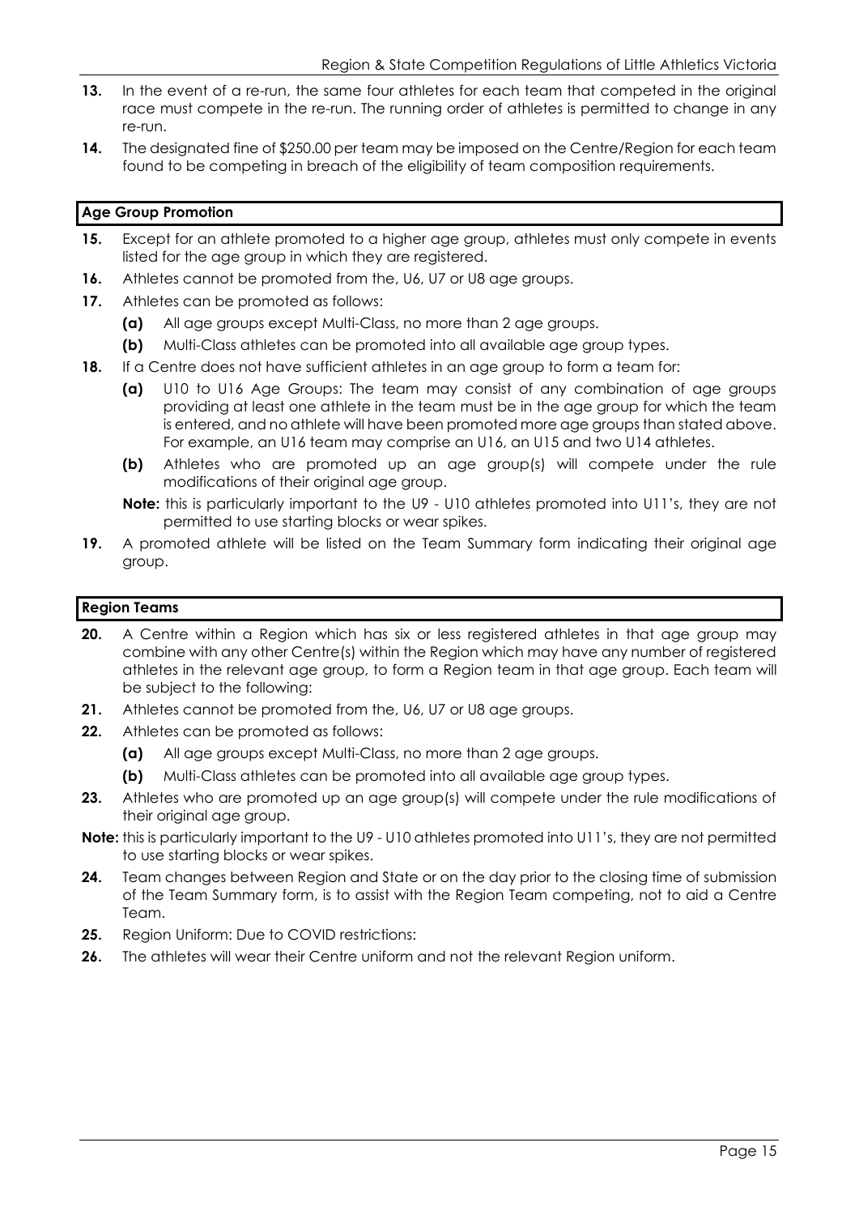**13.** In the event of a re-run, the same four athletes for each team that competed in the original race must compete in the re-run. The running order of athletes is permitted to change in any re-run.

**14.** The designated fine of $250.00 per team may be imposed on the Centre/Region for each team found to be competing in breach of the eligibility of team composition requirements.

## Age Group Promotion

**15.** Except for an athlete promoted to a higher age group, athletes must only compete in events listed for the age group in which they are registered.

**16.** Athletes cannot be promoted from the, U6, U7 or U8 age groups.

**17.** Athletes can be promoted as follows:

- **(a)** All age groups except Multi-Class, no more than 2 age groups.
- **(b)** Multi-Class athletes can be promoted into all available age group types.

**18.** If a Centre does not have sufficient athletes in an age group to form a team for:

- **(a)** U10 to U16 Age Groups: The team may consist of any combination of age groups providing at least one athlete in the team must be in the age group for which the team is entered, and no athlete will have been promoted more age groups than stated above. For example, an U16 team may comprise an U16, an U15 and two U14 athletes.
- **(b)** Athletes who are promoted up an age group(s) will compete under the rule modifications of their original age group.

**Note:** this is particularly important to the U9 - U10 athletes promoted into U11's, they are not permitted to use starting blocks or wear spikes.

**19.** A promoted athlete will be listed on the Team Summary form indicating their original age group.

## Region Teams

**20.** A Centre within a Region which has six or less registered athletes in that age group may combine with any other Centre(s) within the Region which may have any number of registered athletes in the relevant age group, to form a Region team in that age group. Each team will be subject to the following:

**21.** Athletes cannot be promoted from the, U6, U7 or U8 age groups.

**22.** Athletes can be promoted as follows:

- **(a)** All age groups except Multi-Class, no more than 2 age groups.
- **(b)** Multi-Class athletes can be promoted into all available age group types.

**23.** Athletes who are promoted up an age group(s) will compete under the rule modifications of their original age group.

**Note:** this is particularly important to the U9 - U10 athletes promoted into U11's, they are not permitted to use starting blocks or wear spikes.

**24.** Team changes between Region and State or on the day prior to the closing time of submission of the Team Summary form, is to assist with the Region Team competing, not to aid a Centre Team.

**25.** Region Uniform: Due to COVID restrictions:

**26.** The athletes will wear their Centre uniform and not the relevant Region uniform.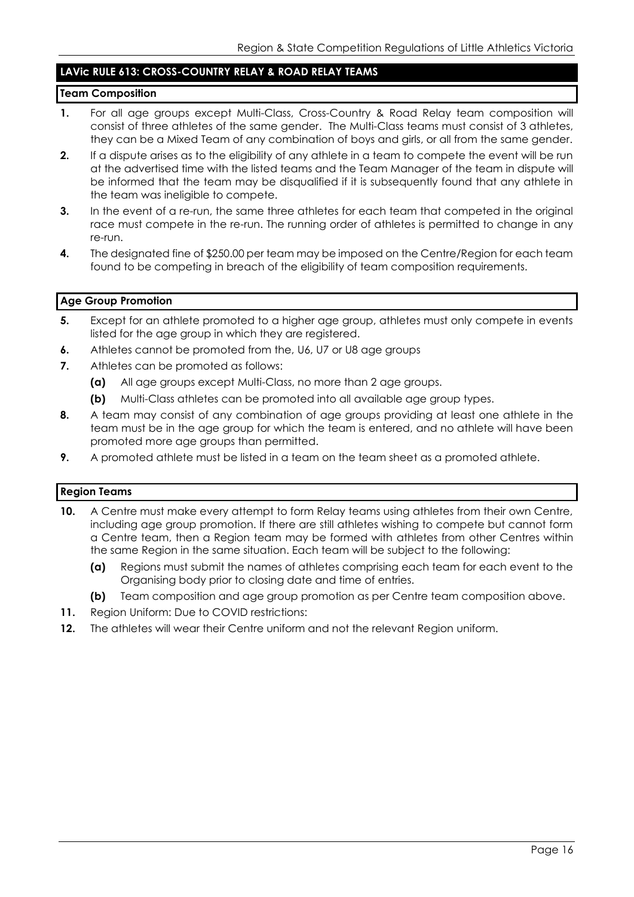## LAVic RULE 613: CROSS-COUNTRY RELAY & ROAD RELAY TEAMS

### Team Composition

**1.** For all age groups except Multi-Class, Cross-Country & Road Relay team composition will consist of three athletes of the same gender. The Multi-Class teams must consist of 3 athletes, they can be a Mixed Team of any combination of boys and girls, or all from the same gender.

**2.** If a dispute arises as to the eligibility of any athlete in a team to compete the event will be run at the advertised time with the listed teams and the Team Manager of the team in dispute will be informed that the team may be disqualified if it is subsequently found that any athlete in the team was ineligible to compete.

**3.** In the event of a re-run, the same three athletes for each team that competed in the original race must compete in the re-run. The running order of athletes is permitted to change in any re-run.

**4.** The designated fine of $250.00 per team may be imposed on the Centre/Region for each team found to be competing in breach of the eligibility of team composition requirements.

### Age Group Promotion

**5.** Except for an athlete promoted to a higher age group, athletes must only compete in events listed for the age group in which they are registered.

**6.** Athletes cannot be promoted from the, U6, U7 or U8 age groups

**7.** Athletes can be promoted as follows:

- **(a)** All age groups except Multi-Class, no more than 2 age groups.
- **(b)** Multi-Class athletes can be promoted into all available age group types.

**8.** A team may consist of any combination of age groups providing at least one athlete in the team must be in the age group for which the team is entered, and no athlete will have been promoted more age groups than permitted.

**9.** A promoted athlete must be listed in a team on the team sheet as a promoted athlete.

### Region Teams

**10.** A Centre must make every attempt to form Relay teams using athletes from their own Centre, including age group promotion. If there are still athletes wishing to compete but cannot form a Centre team, then a Region team may be formed with athletes from other Centres within the same Region in the same situation. Each team will be subject to the following:

- **(a)** Regions must submit the names of athletes comprising each team for each event to the Organising body prior to closing date and time of entries.
- **(b)** Team composition and age group promotion as per Centre team composition above.

**11.** Region Uniform: Due to COVID restrictions:

**12.** The athletes will wear their Centre uniform and not the relevant Region uniform.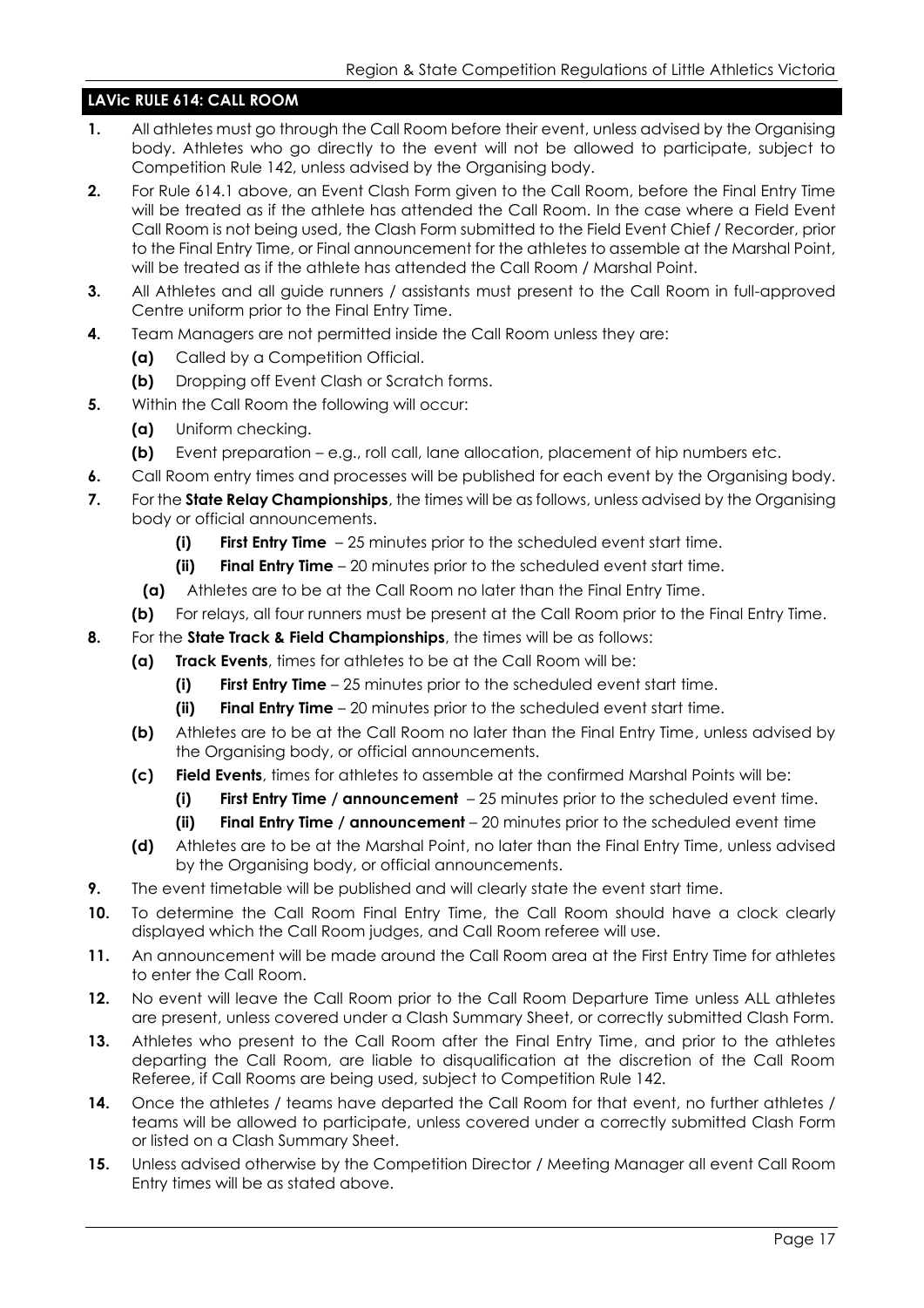## LAVic RULE 614: CALL ROOM

**1.** All athletes must go through the Call Room before their event, unless advised by the Organising body. Athletes who go directly to the event will not be allowed to participate, subject to Competition Rule 142, unless advised by the Organising body.

**2.** For Rule 614.1 above, an Event Clash Form given to the Call Room, before the Final Entry Time will be treated as if the athlete has attended the Call Room. In the case where a Field Event Call Room is not being used, the Clash Form submitted to the Field Event Chief / Recorder, prior to the Final Entry Time, or Final announcement for the athletes to assemble at the Marshal Point, will be treated as if the athlete has attended the Call Room / Marshal Point.

**3.** All Athletes and all guide runners / assistants must present to the Call Room in full-approved Centre uniform prior to the Final Entry Time.

**4.** Team Managers are not permitted inside the Call Room unless they are:

- **(a)** Called by a Competition Official.
- **(b)** Dropping off Event Clash or Scratch forms.

**5.** Within the Call Room the following will occur:

- **(a)** Uniform checking.
- **(b)** Event preparation – e.g., roll call, lane allocation, placement of hip numbers etc.

**6.** Call Room entry times and processes will be published for each event by the Organising body.

**7.** For the **State Relay Championships**, the times will be as follows, unless advised by the Organising body or official announcements.

- **(i)** **First Entry Time** – 25 minutes prior to the scheduled event start time.
- **(ii)** **Final Entry Time** – 20 minutes prior to the scheduled event start time.
- **(a)** Athletes are to be at the Call Room no later than the Final Entry Time.
- **(b)** For relays, all four runners must be present at the Call Room prior to the Final Entry Time.

**8.** For the **State Track & Field Championships**, the times will be as follows:

- **(a)** **Track Events**, times for athletes to be at the Call Room will be:
  - **(i)** **First Entry Time** – 25 minutes prior to the scheduled event start time.
  - **(ii)** **Final Entry Time** – 20 minutes prior to the scheduled event start time.
- **(b)** Athletes are to be at the Call Room no later than the Final Entry Time, unless advised by the Organising body, or official announcements.
- **(c)** **Field Events**, times for athletes to assemble at the confirmed Marshal Points will be:
  - **(i)** **First Entry Time / announcement** – 25 minutes prior to the scheduled event time.
  - **(ii)** **Final Entry Time / announcement** – 20 minutes prior to the scheduled event time
- **(d)** Athletes are to be at the Marshal Point, no later than the Final Entry Time, unless advised by the Organising body, or official announcements.

**9.** The event timetable will be published and will clearly state the event start time.

**10.** To determine the Call Room Final Entry Time, the Call Room should have a clock clearly displayed which the Call Room judges, and Call Room referee will use.

**11.** An announcement will be made around the Call Room area at the First Entry Time for athletes to enter the Call Room.

**12.** No event will leave the Call Room prior to the Call Room Departure Time unless ALL athletes are present, unless covered under a Clash Summary Sheet, or correctly submitted Clash Form.

**13.** Athletes who present to the Call Room after the Final Entry Time, and prior to the athletes departing the Call Room, are liable to disqualification at the discretion of the Call Room Referee, if Call Rooms are being used, subject to Competition Rule 142.

**14.** Once the athletes / teams have departed the Call Room for that event, no further athletes / teams will be allowed to participate, unless covered under a correctly submitted Clash Form or listed on a Clash Summary Sheet.

**15.** Unless advised otherwise by the Competition Director / Meeting Manager all event Call Room Entry times will be as stated above.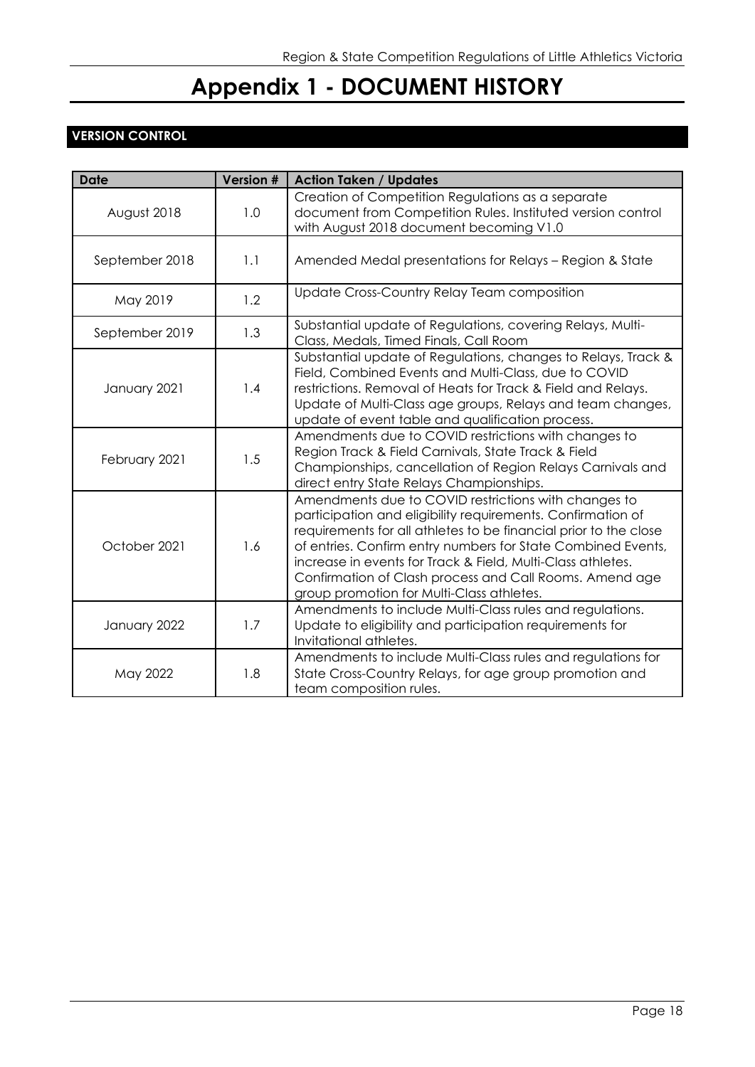# Appendix 1 - DOCUMENT HISTORY

## VERSION CONTROL

| Date | Version # | Action Taken / Updates |
|---|---|---|
| August 2018 | 1.0 | Creation of Competition Regulations as a separate document from Competition Rules. Instituted version control with August 2018 document becoming V1.0 |
| September 2018 | 1.1 | Amended Medal presentations for Relays – Region & State |
| May 2019 | 1.2 | Update Cross-Country Relay Team composition |
| September 2019 | 1.3 | Substantial update of Regulations, covering Relays, Multi-Class, Medals, Timed Finals, Call Room |
| January 2021 | 1.4 | Substantial update of Regulations, changes to Relays, Track & Field, Combined Events and Multi-Class, due to COVID restrictions. Removal of Heats for Track & Field and Relays. Update of Multi-Class age groups, Relays and team changes, update of event table and qualification process. |
| February 2021 | 1.5 | Amendments due to COVID restrictions with changes to Region Track & Field Carnivals, State Track & Field Championships, cancellation of Region Relays Carnivals and direct entry State Relays Championships. |
| October 2021 | 1.6 | Amendments due to COVID restrictions with changes to participation and eligibility requirements. Confirmation of requirements for all athletes to be financial prior to the close of entries. Confirm entry numbers for State Combined Events, increase in events for Track & Field, Multi-Class athletes. Confirmation of Clash process and Call Rooms. Amend age group promotion for Multi-Class athletes. |
| January 2022 | 1.7 | Amendments to include Multi-Class rules and regulations. Update to eligibility and participation requirements for Invitational athletes. |
| May 2022 | 1.8 | Amendments to include Multi-Class rules and regulations for State Cross-Country Relays, for age group promotion and team composition rules. |